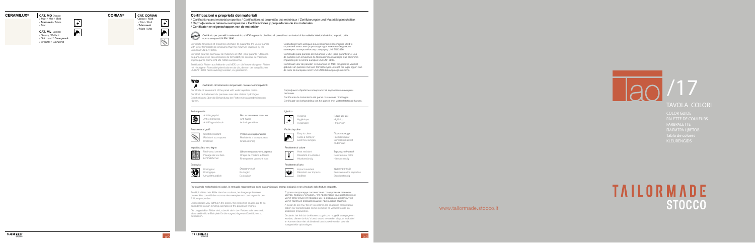**CERAMILUX®**

**CAT. MO** Opaco
/ Matt / Mat / Matt
/ Матовый / Mate
/ Mat

**CAT. ML** Lucido
/ Glossy / Brillant
/ Glänzend / Глянцевый
/ Brillante / Glanzend

**CORIAN®**

**CAT. CORIAN**
Opaco / Matt
/ Mat / Matt
/ Матовый
/ Mate / Mat

## Certificazioni e proprietà dei materiali

/ Certifications and material properties / Certifications et propriétés des matériaux / Zertifizierungen und Materialeigenschaften / Сертификаты и патенты материалов / Certificaciones y propiedades de los materiales / Certificaten en eigenschappen van de materialen

Certificato per pannelli in melamminico e MDF a garanzia di utilizzo di pannelli con emissioni di formaldeide inferiori al minimo imposto dalla norma europea UNI EN13986.

Certificate for panels of melamine and MDF to guarantee the use of panels with lower formaldehyde emission than the minimum imposed by the European UNI EN13986.

Certificat pour les panneaux de mélamine et MDF pour garantir l'utilisation de panneaux avec des émissions de formaldéhyde inférieur au minimum imposé par la norme UNI EN 13986 européenne.

Zertifikat für Platten aus Melamin und MDF, um die Verwendung von Platten mit niedrigeren Formaldehydemissionen als die, die von der europäischen UNI EN 13986 Norm auferlegt werden, zu garantieren.

Сертификат для меламиновых панелей и панелей из МДФ с гарантией эмиссии формальдегидов ниже необходимого минимума по европейскому стандарту UNI EN13986.

Certificado para paneles de melamina y MDF para garantizar el uso de paneles con emisiones de formaldehído mas bajas que el mínimo impuesto por la norma europea UNI EN 13986.

Certificaat voor de panelen in melamine en MDF ter garantie van het gebruik van panelen met een formaldehyde-uitstoot die lager ligen dan de door de Europese norm UNI EN13986 opgelegde minima.

**W100**

Certificato di trattamento del pannello con resine idrorepellenti.

Certificate of treatment of the panel with water repellent resin.
Certificat de traitement du panneau avec des résines hydrofuges.
Beschreibung über die Behandlung der Platte mit wasserabweisenden Harzen.

Сертификат обработки поверхностей водоотталкивающими смолами.
Certificado de tratamiento del panel con resinas hidrófugas.
Certificaat van behandeling van het paneel met waterafstotende harsen.

**Anti-impronta**
Anti-fingerprint
Anti-empreintes
Anti-Fingerabdruck
Без отпечатков пальцев
Anti huella
Anti vingerafdruk

**Resistente ai graffi**
Scratch resistant
Résistant aux rayures
Kratzfest
Устойчив к царапинам
Resistente a los rayaduras
Krasbestendig

**Impiallacciato vero legno**
Real wood veneer
Placage de vrai bois
Echtholzfurnier
Шпон натурального дерева
Chapa de madera auténtica
Fineerpaneel van echt hout

**Ecologico**
Ecological
Écologique
Umweltfreundlich
Экологичный
Ecológico
Ecologisch

**Igienico**
Hygienic
Hygiénique
Hygienisch
Гигиеничный
Higiénico
Hygiënisch

**Facile da pulire**
Easy to clean
Facile à nettoyer
Leicht zu reinigen
Прост в уходе
Fácil de limpiar
Gemakkelijk in het onderhoud

**Resistente al calore**
Heat resistant
Résistant à la chaleur
Hitzebeständig
Термоустойчивый
Resistente al calor
Hittebestendig

**Resistente all'urto**
Impact resistant
Résistant aux impacts
Stoßfest
Ударопрочный
Resistente a los impactos
Stootbestendig

Pur essendo molto fedeli nei colori, le immagini rappresentate sono da considerarsi esempi indicativi e non vincolanti delle finiture proposte.

En dépit d'être très fidèle dans les couleurs, les images présentées doivent être considérées comme des exemples non contraignants des finitions proposées.

Despite being very faithful in the colors, the presented images are to be considered as non-binding examples of the proposed finishes.

Die dargestellten Bilder sind, obwohl sie in den Farben sehr treu sind, als unverbindliche Beispiele für die vorgeschlagenen Oberflächen zu betrachten.

Строго контролируя соответствие стандартным оттенкам цветов, просим учитывать, что представленные изображения могут отличаться от показанных на образцах, и поэтому не могут являться определяющими при выборе отделки.

A pesar de ser muy fiel en los colores, las imágenes presentadas deben ser consideradas como ejemplos no vinculantes de los acabados propuestos.

Ondanks het feit dat de kleuren zo getrouw mogelijk weergegeven worden, dienen de foto's beschouwd te worden als puur indicatief en kunnen deze niet als bindend beschouwd worden voor de voorgestelde oplossingen.

# lao /17

## TAVOLA COLORI

COLOR GUIDE
PALETTE DE COULEURS
FARBPALETTE
ПАЛИТРА ЦВЕТОВ
Tabla de colores
KLEURENGIDS

**TAILORMADE STOCCO**

www.tailormade.stocco.it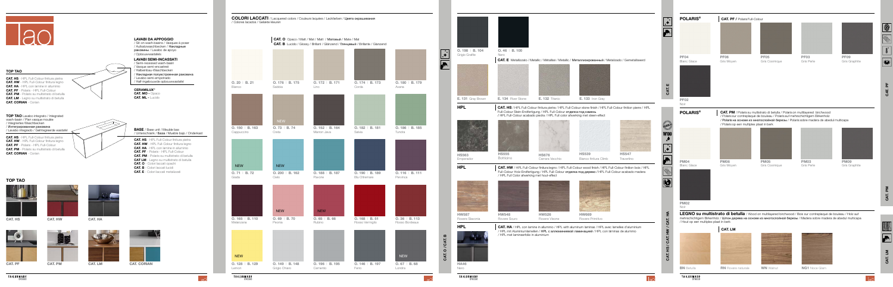# Tao

## TOP TAO

**CAT. HS** - HPL Full-Colour finitura pietra
**CAT. HW** - HPL Full-Colour finitura legno
**CAT. HA** - HPL con lamine in alluminio
**CAT. PF** - Polaris - HPL Full-Colour
**CAT. PM** - Polaris su multistrato di betulla
**CAT. LM** - Legno su multistrato di betulla
**CAT. CORIAN** - Corian

**TOP TAO** Lavabo integrato / Integrated wash-basin / Plan vasque moulée / Integriertes Waschbecken / Интегрированная раковина / Lavabo integrado / Geïntegreerde wastafel

**CAT. HS** - HPL Full-Colour finitura pietra
**CAT. HW** - HPL Full-Colour finitura legno
**CAT. PF** - Polaris - HPL Full-Colour
**CAT. PM** - Polaris su multistrato di betulla
**CAT. CORIAN** - Corian

**LAVABI DA APPOGGIO**
/ Sit-on wash-basins / Vasques à poser / Aufsatzwaschbecken / Накладные раковины / Lavabo de apoyo / Opbouwwastafels

**LAVABI SEMI-INCASSATI**
/ Semi-recessed wash-basin / Vasque semi-encastrée / Halbeinbau-Waschbecken / Накладная полуэстроенная раковина / Lavabo semi-empotrado / Half-ingebouwde opbouwwastafel

**CERAMILUX®**
**CAT. MO** - Opaco
**CAT. ML** - Lucido

**BASE** / Base unit / Meuble bas / Unterschrank / База / Mueble bajo / Onderkast

**CAT. HS** - HPL Full-Colour finitura pietra
**CAT. HW** - HPL Full-Colour finitura legno
**CAT. HA** - HPL con lamine in alluminio
**CAT. PF** - Polaris - HPL Full-Colour
**CAT. PM** - Polaris su multistrato di betulla
**CAT. LM** - Legno su multistrato di betulla
**CAT. O** - Colori laccati opachi
**CAT. B** - Colori laccati lucidi
**CAT. E** - Colori laccati metallizzati

## TOP TAO

CAT. HS
CAT. HW
CAT. HA
CAT. PF
CAT. PM
CAT. LM
CAT. CORIAN

## COLORI LACCATI / Lacquered colors / Couleurs laquées / Lackfarben / Цвета окрашивания / Colores lacados / Gelakte kleuren

**CAT. O** Opaco / Matt / Mat / Matt / Матовый / Mate / Mat
**CAT. B** Lucido / Glossy / Brillant / Glänzend / Глянцевый / Brillante / Glanzend

O. 20 | B. 21 Bianco
O. 176 | B. 175 Sabbia
O. 172 | B. 171 Lino
O. 174 | B. 173 Corda
O. 180 | B. 179 Avana
O. 150 | B. 163 Cappuccino
NEW O. 73 | B. 74 Creta
O. 152 | B. 164 Marron Java
O. 182 | B. 181 Salvia
O. 186 | B. 185 Tundra
NEW O. 71 | B. 72 Giada
NEW O. 200 | B. 162 Cielo
O. 188 | B. 187 Pavone
O. 190 | B. 189 Blu Oltremare
O. 116 | B. 111 Pervinca
O. 165 | B. 110 Melanzana
NEW O. 69 | B. 70 Peonia
NEW O. 65 | B. 66 Rubino
O. 168 | B. 51 Rosso Vermiglio
O. 36 | B. 113 Rosso Bordeaux
NEW O. 128 | B. 129 Lemon
O. 149 | B. 148 Grigio Chiaro
O. 196 | B. 195 Cemento
O. 146 | B. 197 Ferro
NEW O. 67 | B. 68 Londra
O. 198 | B. 104 Grigio Grafite
O. 46 | B. 100 Nero

**CAT. E** Metallizzato / Metallic / Métallisé / Metallic / Металлизированный / Metalizado / Gemetalliseerd

E. 131 Gray Brown
E. 134 River Stone
E. 132 Titanio
E. 133 Iron Grey

CAT. O / CAT. B

**HPL** | **CAT. HS** / HPL Full-Colour finitura pietra / HPL Full-Colour stone finish / HPL Full-Colour finition pierre / HPL Full-Colour Stein-Endfertigung / HPL Full-Colour отделка под камень / HPL Full-Colour acabado piedra / HPL Full color afwerking met steen-effect

HS563 Emperador
HS555 Botticino
HS676 Carrara Vecchio
HS539 Bianco finitura Clinto
HS547 Travertino

**HPL** | **CAT. HW** / HPL Full-Colour finitura legno / HPL Full-Colour wood finish / HPL Full-Colour finition bois / HPL Full-Colour Holz-Endfertigung / HPL Full-Colour отделка под дерево / HPL Full-Colour acabado madera / HPL Full Color afwerking met hout-effect

HW587 Rovere Slavonia
HW548 Rovere Scuro
HW526 Rovere Vecchio
HW669 Rovere Primitivo

**HPL** | **CAT. HA** / HPL con lamine in alluminio / HPL with aluminium laminas / HPL avec lamelles d'aluminium / HPL mit Aluminiumlamellen / HPL с алюминиевой ламинацией / HPL con láminas de aluminio / HPL met lamineerfolie in aluminium

HA46 Nero

CAT. E

**POLARIS®** | **CAT. PF** / Polaris Full-Colour

PF04 Blanc Glace
PF06 Gris Moyen
PF05 Gris Cosmique
PF03 Gris Perle
PF09 Gris Graphite
PF02 Noir

CAT. PF

**POLARIS®** | **CAT. PM** / Polaris su multistrato di betulla / Polaris on multilayered birchwood / Polaris sur contreplaqué de bouleau / Polaris auf mehrschichtigem Birkenholz / Polaris на основе из многослойной березы / Polaris sobre madera de abedul multicapa / Polaris op een multiplex plaat in berk

PM04 Blanc Glace
PM06 Gris Moyen
PM05 Gris Cosmique
PM03 Gris Perle
PM09 Gris Graphite
PM02 Noir

CAT. PM

**LEGNO su multistrato di betulla** / Wood on multilayered birchwood / Bois sur contreplaqué de bouleau / Holz auf mehrschichtigem Birkenholz / Шпон дерева на основе из многослойной березы / Madera sobre madera de abedul multicapa / Hout op een multiplex plaat in berk

**CAT. LM**

BN Betulla
RN Rovere Naturale
WN Walnut
NG1 Noce Glam

CAT. HS / CAT. HW / CAT. HA

CAT. LM